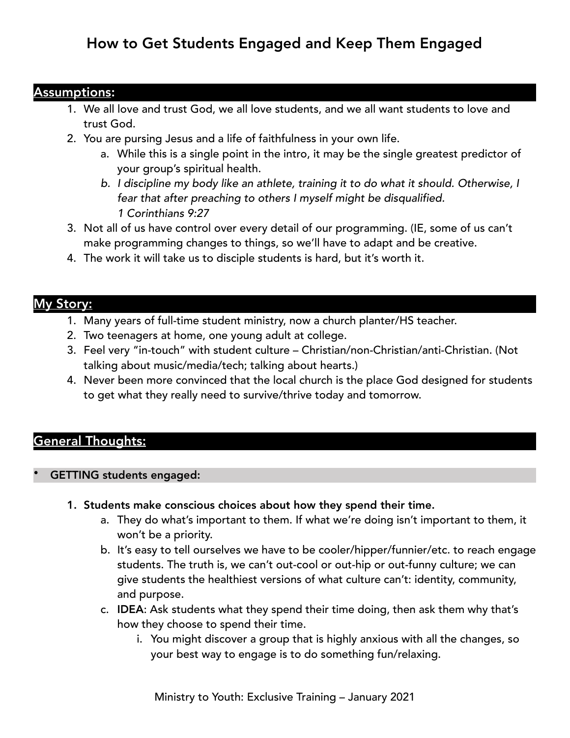# How to Get Students Engaged and Keep Them Engaged

## Assumptions:

1. We all love and trust God, we all love students, and we all want students to love and trust God.
2. You are pursing Jesus and a life of faithfulness in your own life.
   a. While this is a single point in the intro, it may be the single greatest predictor of your group's spiritual health.
   b. *I discipline my body like an athlete, training it to do what it should. Otherwise, I fear that after preaching to others I myself might be disqualified.*
      *1 Corinthians 9:27*
3. Not all of us have control over every detail of our programming. (IE, some of us can't make programming changes to things, so we'll have to adapt and be creative.
4. The work it will take us to disciple students is hard, but it's worth it.

## My Story:

1. Many years of full-time student ministry, now a church planter/HS teacher.
2. Two teenagers at home, one young adult at college.
3. Feel very "in-touch" with student culture – Christian/non-Christian/anti-Christian. (Not talking about music/media/tech; talking about hearts.)
4. Never been more convinced that the local church is the place God designed for students to get what they really need to survive/thrive today and tomorrow.

## General Thoughts:

- **GETTING students engaged:**

1. **Students make conscious choices about how they spend their time.**
   a. They do what's important to them. If what we're doing isn't important to them, it won't be a priority.
   b. It's easy to tell ourselves we have to be cooler/hipper/funnier/etc. to reach engage students. The truth is, we can't out-cool or out-hip or out-funny culture; we can give students the healthiest versions of what culture can't: identity, community, and purpose.
   c. **IDEA**: Ask students what they spend their time doing, then ask them why that's how they choose to spend their time.
      i. You might discover a group that is highly anxious with all the changes, so your best way to engage is to do something fun/relaxing.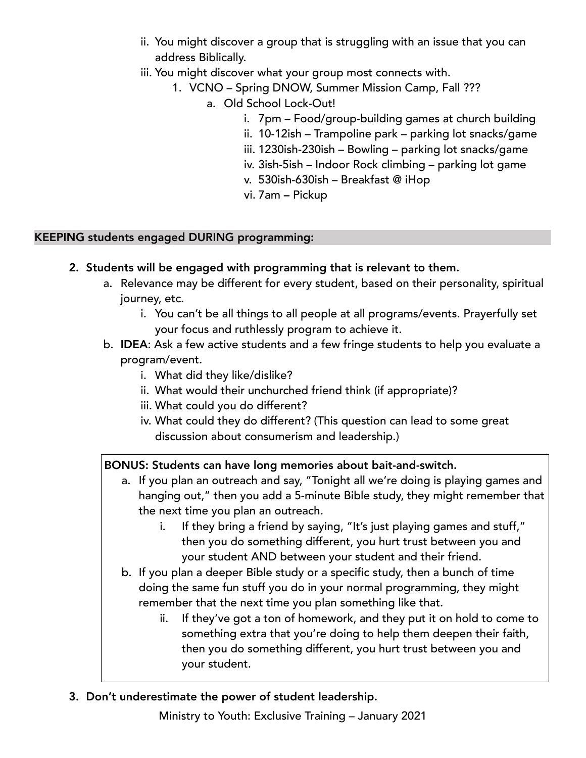ii. You might discover a group that is struggling with an issue that you can address Biblically.

iii. You might discover what your group most connects with.

1. VCNO – Spring DNOW, Summer Mission Camp, Fall ???
    a. Old School Lock-Out!
        i. 7pm – Food/group-building games at church building
        ii. 10-12ish – Trampoline park – parking lot snacks/game
        iii. 1230ish-230ish – Bowling – parking lot snacks/game
        iv. 3ish-5ish – Indoor Rock climbing – parking lot game
        v. 530ish-630ish – Breakfast @ iHop
        vi. 7am – Pickup

## KEEPING students engaged DURING programming:

2. **Students will be engaged with programming that is relevant to them.**
    a. Relevance may be different for every student, based on their personality, spiritual journey, etc.
        i. You can't be all things to all people at all programs/events. Prayerfully set your focus and ruthlessly program to achieve it.
    b. **IDEA**: Ask a few active students and a few fringe students to help you evaluate a program/event.
        i. What did they like/dislike?
        ii. What would their unchurched friend think (if appropriate)?
        iii. What could you do different?
        iv. What could they do different? (This question can lead to some great discussion about consumerism and leadership.)

**BONUS: Students can have long memories about bait-and-switch.**

a. If you plan an outreach and say, "Tonight all we're doing is playing games and hanging out," then you add a 5-minute Bible study, they might remember that the next time you plan an outreach.
    i. If they bring a friend by saying, "It's just playing games and stuff," then you do something different, you hurt trust between you and your student AND between your student and their friend.

b. If you plan a deeper Bible study or a specific study, then a bunch of time doing the same fun stuff you do in your normal programming, they might remember that the next time you plan something like that.
    ii. If they've got a ton of homework, and they put it on hold to come to something extra that you're doing to help them deepen their faith, then you do something different, you hurt trust between you and your student.

3. **Don't underestimate the power of student leadership.**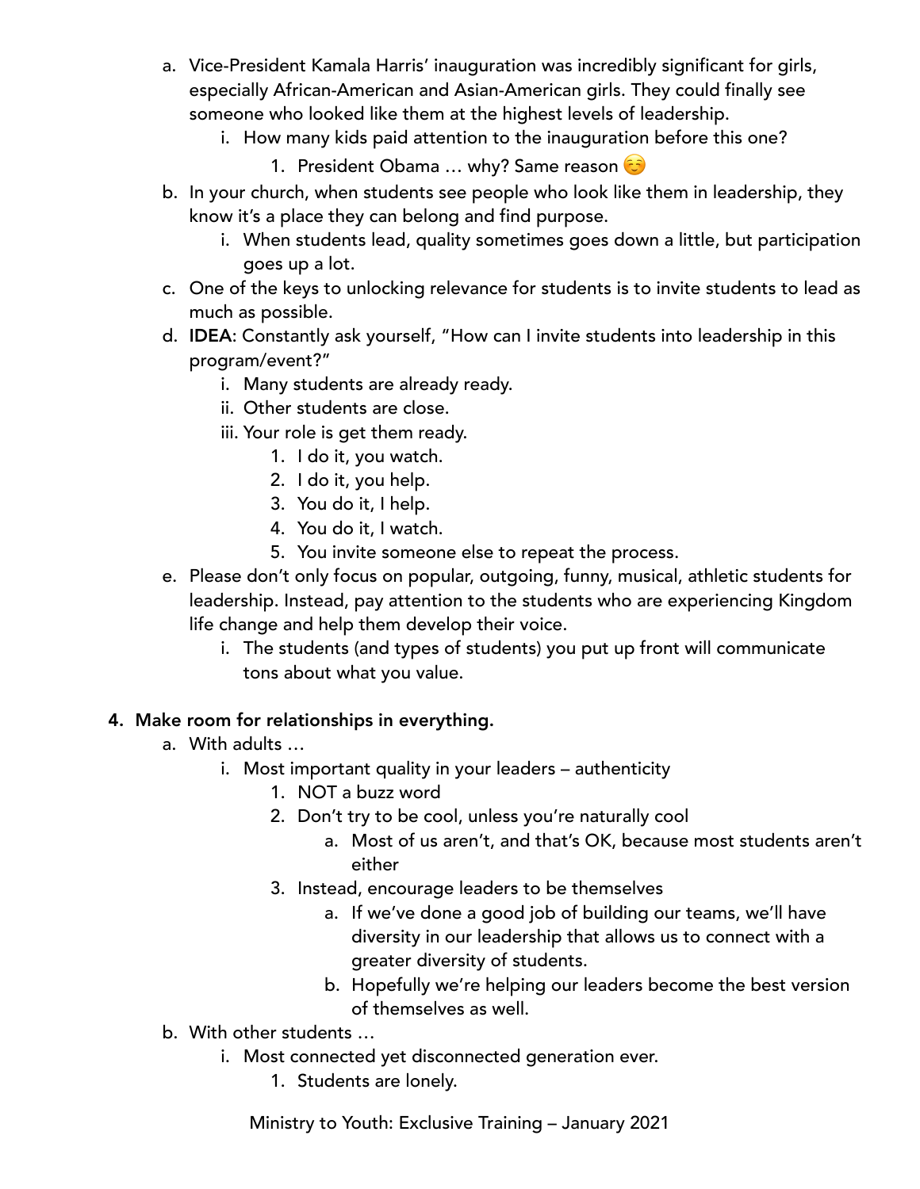a. Vice-President Kamala Harris' inauguration was incredibly significant for girls, especially African-American and Asian-American girls. They could finally see someone who looked like them at the highest levels of leadership.
    i. How many kids paid attention to the inauguration before this one?
        1. President Obama … why? Same reason ☺️
b. In your church, when students see people who look like them in leadership, they know it's a place they can belong and find purpose.
    i. When students lead, quality sometimes goes down a little, but participation goes up a lot.
c. One of the keys to unlocking relevance for students is to invite students to lead as much as possible.
d. **IDEA**: Constantly ask yourself, "How can I invite students into leadership in this program/event?"
    i. Many students are already ready.
    ii. Other students are close.
    iii. Your role is get them ready.
        1. I do it, you watch.
        2. I do it, you help.
        3. You do it, I help.
        4. You do it, I watch.
        5. You invite someone else to repeat the process.
e. Please don't only focus on popular, outgoing, funny, musical, athletic students for leadership. Instead, pay attention to the students who are experiencing Kingdom life change and help them develop their voice.
    i. The students (and types of students) you put up front will communicate tons about what you value.

4. **Make room for relationships in everything.**
    a. With adults …
        i. Most important quality in your leaders – authenticity
            1. NOT a buzz word
            2. Don't try to be cool, unless you're naturally cool
                a. Most of us aren't, and that's OK, because most students aren't either
            3. Instead, encourage leaders to be themselves
                a. If we've done a good job of building our teams, we'll have diversity in our leadership that allows us to connect with a greater diversity of students.
                b. Hopefully we're helping our leaders become the best version of themselves as well.
    b. With other students …
        i. Most connected yet disconnected generation ever.
            1. Students are lonely.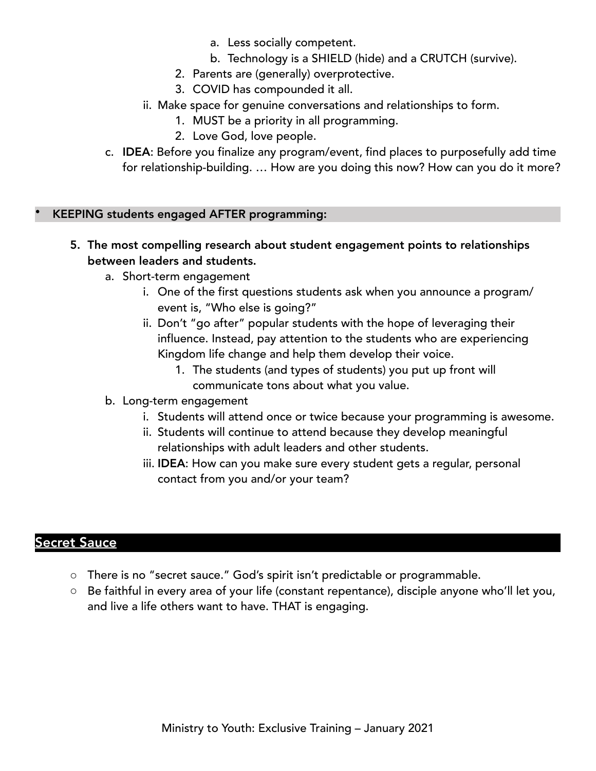a. Less socially competent.
            b. Technology is a SHIELD (hide) and a CRUTCH (survive).
        2. Parents are (generally) overprotective.
        3. COVID has compounded it all.
    ii. Make space for genuine conversations and relationships to form.
        1. MUST be a priority in all programming.
        2. Love God, love people.
c. **IDEA**: Before you finalize any program/event, find places to purposefully add time for relationship-building. … How are you doing this now? How can you do it more?

- **KEEPING students engaged AFTER programming:**

5. **The most compelling research about student engagement points to relationships between leaders and students.**
    a. Short-term engagement
        i. One of the first questions students ask when you announce a program/event is, "Who else is going?"
        ii. Don't "go after" popular students with the hope of leveraging their influence. Instead, pay attention to the students who are experiencing Kingdom life change and help them develop their voice.
            1. The students (and types of students) you put up front will communicate tons about what you value.
    b. Long-term engagement
        i. Students will attend once or twice because your programming is awesome.
        ii. Students will continue to attend because they develop meaningful relationships with adult leaders and other students.
        iii. **IDEA**: How can you make sure every student gets a regular, personal contact from you and/or your team?

## Secret Sauce

- There is no "secret sauce." God's spirit isn't predictable or programmable.
- Be faithful in every area of your life (constant repentance), disciple anyone who'll let you, and live a life others want to have. THAT is engaging.